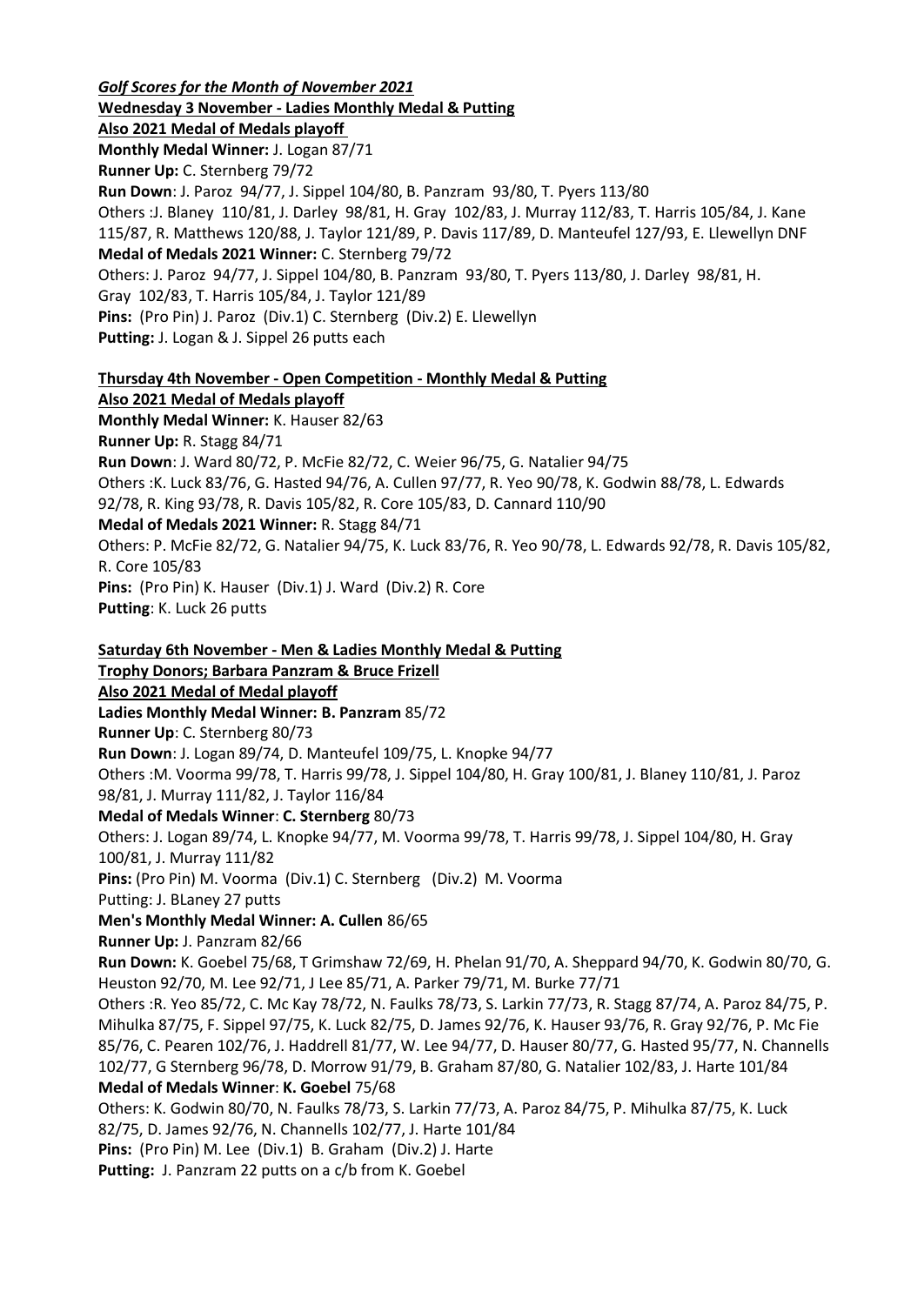***Golf Scores for the Month of November 2021***

**Wednesday 3 November - Ladies Monthly Medal & Putting**

**Also 2021 Medal of Medals playoff**

**Monthly Medal Winner:** J. Logan 87/71

**Runner Up:** C. Sternberg 79/72

**Run Down**: J. Paroz 94/77, J. Sippel 104/80, B. Panzram 93/80, T. Pyers 113/80

Others :J. Blaney 110/81, J. Darley 98/81, H. Gray 102/83, J. Murray 112/83, T. Harris 105/84, J. Kane 115/87, R. Matthews 120/88, J. Taylor 121/89, P. Davis 117/89, D. Manteufel 127/93, E. Llewellyn DNF

**Medal of Medals 2021 Winner:** C. Sternberg 79/72

Others: J. Paroz 94/77, J. Sippel 104/80, B. Panzram 93/80, T. Pyers 113/80, J. Darley 98/81, H. Gray 102/83, T. Harris 105/84, J. Taylor 121/89

**Pins:** (Pro Pin) J. Paroz (Div.1) C. Sternberg (Div.2) E. Llewellyn

**Putting:** J. Logan & J. Sippel 26 putts each

**Thursday 4th November - Open Competition - Monthly Medal & Putting**

**Also 2021 Medal of Medals playoff**

**Monthly Medal Winner:** K. Hauser 82/63

**Runner Up:** R. Stagg 84/71

**Run Down**: J. Ward 80/72, P. McFie 82/72, C. Weier 96/75, G. Natalier 94/75

Others :K. Luck 83/76, G. Hasted 94/76, A. Cullen 97/77, R. Yeo 90/78, K. Godwin 88/78, L. Edwards 92/78, R. King 93/78, R. Davis 105/82, R. Core 105/83, D. Cannard 110/90

**Medal of Medals 2021 Winner:** R. Stagg 84/71

Others: P. McFie 82/72, G. Natalier 94/75, K. Luck 83/76, R. Yeo 90/78, L. Edwards 92/78, R. Davis 105/82, R. Core 105/83

**Pins:** (Pro Pin) K. Hauser (Div.1) J. Ward (Div.2) R. Core

**Putting**: K. Luck 26 putts

**Saturday 6th November - Men & Ladies Monthly Medal & Putting**

**Trophy Donors; Barbara Panzram & Bruce Frizell**

**Also 2021 Medal of Medal playoff**

**Ladies Monthly Medal Winner: B. Panzram** 85/72

**Runner Up**: C. Sternberg 80/73

**Run Down**: J. Logan 89/74, D. Manteufel 109/75, L. Knopke 94/77

Others :M. Voorma 99/78, T. Harris 99/78, J. Sippel 104/80, H. Gray 100/81, J. Blaney 110/81, J. Paroz 98/81, J. Murray 111/82, J. Taylor 116/84

**Medal of Medals Winner**: **C. Sternberg** 80/73

Others: J. Logan 89/74, L. Knopke 94/77, M. Voorma 99/78, T. Harris 99/78, J. Sippel 104/80, H. Gray 100/81, J. Murray 111/82

**Pins:** (Pro Pin) M. Voorma (Div.1) C. Sternberg (Div.2) M. Voorma

Putting: J. BLaney 27 putts

**Men's Monthly Medal Winner: A. Cullen** 86/65

**Runner Up:** J. Panzram 82/66

**Run Down:** K. Goebel 75/68, T Grimshaw 72/69, H. Phelan 91/70, A. Sheppard 94/70, K. Godwin 80/70, G. Heuston 92/70, M. Lee 92/71, J Lee 85/71, A. Parker 79/71, M. Burke 77/71

Others :R. Yeo 85/72, C. Mc Kay 78/72, N. Faulks 78/73, S. Larkin 77/73, R. Stagg 87/74, A. Paroz 84/75, P. Mihulka 87/75, F. Sippel 97/75, K. Luck 82/75, D. James 92/76, K. Hauser 93/76, R. Gray 92/76, P. Mc Fie 85/76, C. Pearen 102/76, J. Haddrell 81/77, W. Lee 94/77, D. Hauser 80/77, G. Hasted 95/77, N. Channells 102/77, G Sternberg 96/78, D. Morrow 91/79, B. Graham 87/80, G. Natalier 102/83, J. Harte 101/84

**Medal of Medals Winner**: **K. Goebel** 75/68

Others: K. Godwin 80/70, N. Faulks 78/73, S. Larkin 77/73, A. Paroz 84/75, P. Mihulka 87/75, K. Luck 82/75, D. James 92/76, N. Channells 102/77, J. Harte 101/84

**Pins:** (Pro Pin) M. Lee (Div.1) B. Graham (Div.2) J. Harte

**Putting:** J. Panzram 22 putts on a c/b from K. Goebel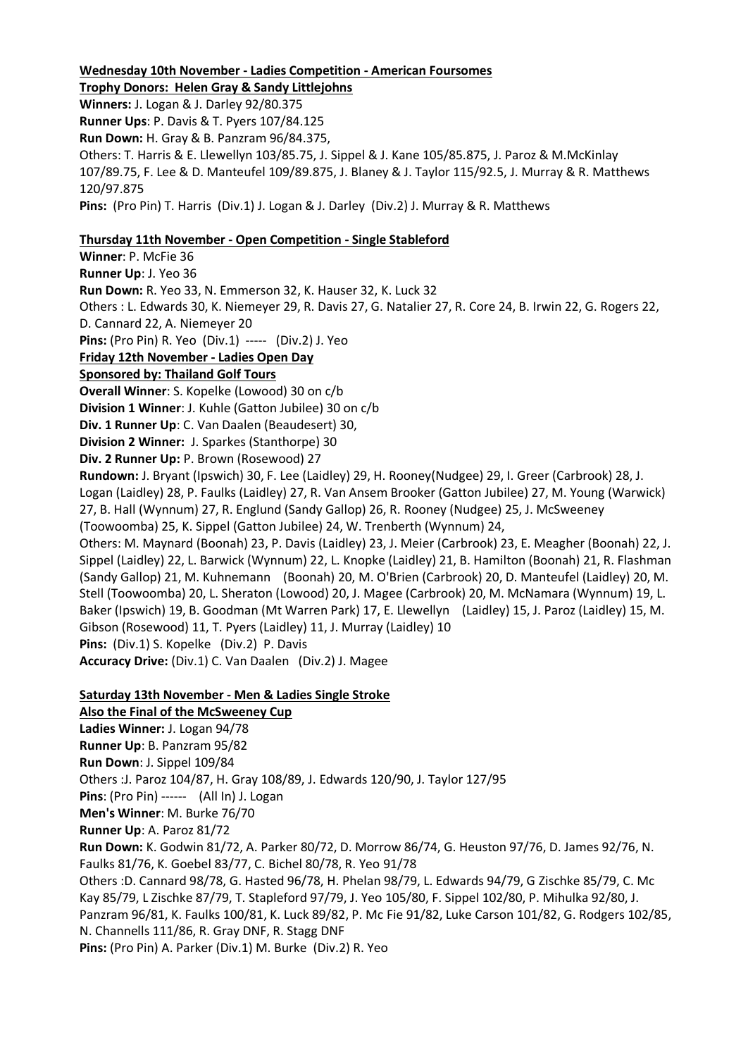**Wednesday 10th November - Ladies Competition - American Foursomes**

**Trophy Donors: Helen Gray & Sandy Littlejohns**

**Winners:** J. Logan & J. Darley 92/80.375

**Runner Ups**: P. Davis & T. Pyers 107/84.125

**Run Down:** H. Gray & B. Panzram 96/84.375,

Others: T. Harris & E. Llewellyn 103/85.75, J. Sippel & J. Kane 105/85.875, J. Paroz & M.McKinlay 107/89.75, F. Lee & D. Manteufel 109/89.875, J. Blaney & J. Taylor 115/92.5, J. Murray & R. Matthews 120/97.875

**Pins:** (Pro Pin) T. Harris (Div.1) J. Logan & J. Darley (Div.2) J. Murray & R. Matthews

**Thursday 11th November - Open Competition - Single Stableford**

**Winner**: P. McFie 36

**Runner Up**: J. Yeo 36

**Run Down:** R. Yeo 33, N. Emmerson 32, K. Hauser 32, K. Luck 32

Others : L. Edwards 30, K. Niemeyer 29, R. Davis 27, G. Natalier 27, R. Core 24, B. Irwin 22, G. Rogers 22, D. Cannard 22, A. Niemeyer 20

**Pins:** (Pro Pin) R. Yeo (Div.1) ----- (Div.2) J. Yeo

**Friday 12th November - Ladies Open Day**

**Sponsored by: Thailand Golf Tours**

**Overall Winner**: S. Kopelke (Lowood) 30 on c/b

**Division 1 Winner**: J. Kuhle (Gatton Jubilee) 30 on c/b

**Div. 1 Runner Up**: C. Van Daalen (Beaudesert) 30,

**Division 2 Winner:** J. Sparkes (Stanthorpe) 30

**Div. 2 Runner Up:** P. Brown (Rosewood) 27

**Rundown:** J. Bryant (Ipswich) 30, F. Lee (Laidley) 29, H. Rooney(Nudgee) 29, I. Greer (Carbrook) 28, J. Logan (Laidley) 28, P. Faulks (Laidley) 27, R. Van Ansem Brooker (Gatton Jubilee) 27, M. Young (Warwick) 27, B. Hall (Wynnum) 27, R. Englund (Sandy Gallop) 26, R. Rooney (Nudgee) 25, J. McSweeney (Toowoomba) 25, K. Sippel (Gatton Jubilee) 24, W. Trenberth (Wynnum) 24,

Others: M. Maynard (Boonah) 23, P. Davis (Laidley) 23, J. Meier (Carbrook) 23, E. Meagher (Boonah) 22, J. Sippel (Laidley) 22, L. Barwick (Wynnum) 22, L. Knopke (Laidley) 21, B. Hamilton (Boonah) 21, R. Flashman (Sandy Gallop) 21, M. Kuhnemann (Boonah) 20, M. O'Brien (Carbrook) 20, D. Manteufel (Laidley) 20, M. Stell (Toowoomba) 20, L. Sheraton (Lowood) 20, J. Magee (Carbrook) 20, M. McNamara (Wynnum) 19, L. Baker (Ipswich) 19, B. Goodman (Mt Warren Park) 17, E. Llewellyn (Laidley) 15, J. Paroz (Laidley) 15, M. Gibson (Rosewood) 11, T. Pyers (Laidley) 11, J. Murray (Laidley) 10

**Pins:** (Div.1) S. Kopelke (Div.2) P. Davis

**Accuracy Drive:** (Div.1) C. Van Daalen (Div.2) J. Magee

**Saturday 13th November - Men & Ladies Single Stroke**

**Also the Final of the McSweeney Cup**

**Ladies Winner:** J. Logan 94/78

**Runner Up**: B. Panzram 95/82

**Run Down**: J. Sippel 109/84

Others :J. Paroz 104/87, H. Gray 108/89, J. Edwards 120/90, J. Taylor 127/95

**Pins**: (Pro Pin) ------ (All In) J. Logan

**Men's Winner**: M. Burke 76/70

**Runner Up**: A. Paroz 81/72

**Run Down:** K. Godwin 81/72, A. Parker 80/72, D. Morrow 86/74, G. Heuston 97/76, D. James 92/76, N. Faulks 81/76, K. Goebel 83/77, C. Bichel 80/78, R. Yeo 91/78

Others :D. Cannard 98/78, G. Hasted 96/78, H. Phelan 98/79, L. Edwards 94/79, G Zischke 85/79, C. Mc Kay 85/79, L Zischke 87/79, T. Stapleford 97/79, J. Yeo 105/80, F. Sippel 102/80, P. Mihulka 92/80, J. Panzram 96/81, K. Faulks 100/81, K. Luck 89/82, P. Mc Fie 91/82, Luke Carson 101/82, G. Rodgers 102/85, N. Channells 111/86, R. Gray DNF, R. Stagg DNF

**Pins:** (Pro Pin) A. Parker (Div.1) M. Burke (Div.2) R. Yeo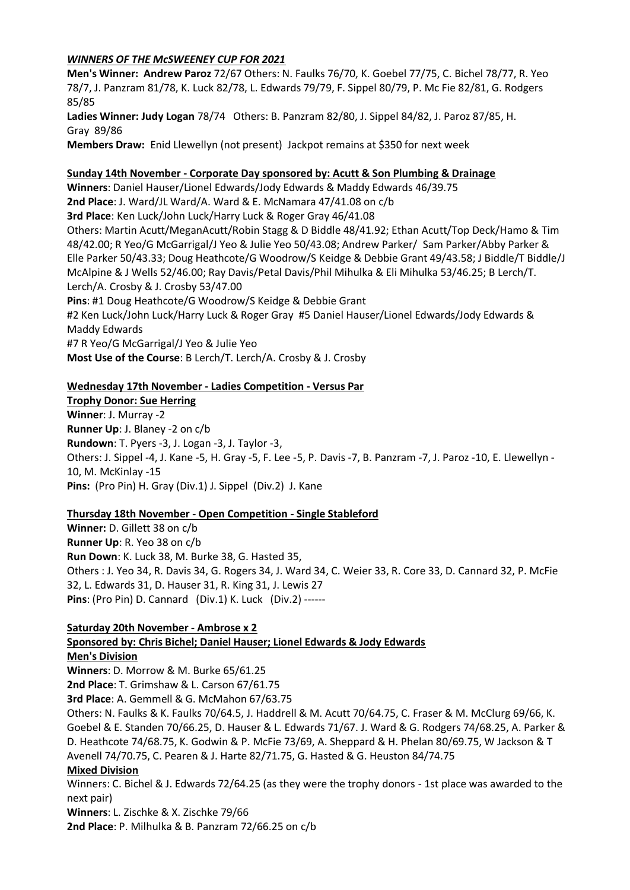***WINNERS OF THE McSWEENEY CUP FOR 2021***

**Men's Winner: Andrew Paroz** 72/67 Others: N. Faulks 76/70, K. Goebel 77/75, C. Bichel 78/77, R. Yeo 78/7, J. Panzram 81/78, K. Luck 82/78, L. Edwards 79/79, F. Sippel 80/79, P. Mc Fie 82/81, G. Rodgers 85/85

**Ladies Winner: Judy Logan** 78/74 Others: B. Panzram 82/80, J. Sippel 84/82, J. Paroz 87/85, H. Gray 89/86

**Members Draw:** Enid Llewellyn (not present) Jackpot remains at $350 for next week

**Sunday 14th November - Corporate Day sponsored by: Acutt & Son Plumbing & Drainage**

**Winners**: Daniel Hauser/Lionel Edwards/Jody Edwards & Maddy Edwards 46/39.75

**2nd Place**: J. Ward/JL Ward/A. Ward & E. McNamara 47/41.08 on c/b

**3rd Place**: Ken Luck/John Luck/Harry Luck & Roger Gray 46/41.08

Others: Martin Acutt/MeganAcutt/Robin Stagg & D Biddle 48/41.92; Ethan Acutt/Top Deck/Hamo & Tim 48/42.00; R Yeo/G McGarrigal/J Yeo & Julie Yeo 50/43.08; Andrew Parker/ Sam Parker/Abby Parker & Elle Parker 50/43.33; Doug Heathcote/G Woodrow/S Keidge & Debbie Grant 49/43.58; J Biddle/T Biddle/J McAlpine & J Wells 52/46.00; Ray Davis/Petal Davis/Phil Mihulka & Eli Mihulka 53/46.25; B Lerch/T. Lerch/A. Crosby & J. Crosby 53/47.00

**Pins**: #1 Doug Heathcote/G Woodrow/S Keidge & Debbie Grant

#2 Ken Luck/John Luck/Harry Luck & Roger Gray #5 Daniel Hauser/Lionel Edwards/Jody Edwards & Maddy Edwards

#7 R Yeo/G McGarrigal/J Yeo & Julie Yeo

**Most Use of the Course**: B Lerch/T. Lerch/A. Crosby & J. Crosby

**Wednesday 17th November - Ladies Competition - Versus Par**

**Trophy Donor: Sue Herring**

**Winner**: J. Murray -2

**Runner Up**: J. Blaney -2 on c/b

**Rundown**: T. Pyers -3, J. Logan -3, J. Taylor -3,

Others: J. Sippel -4, J. Kane -5, H. Gray -5, F. Lee -5, P. Davis -7, B. Panzram -7, J. Paroz -10, E. Llewellyn -10, M. McKinlay -15

**Pins:** (Pro Pin) H. Gray (Div.1) J. Sippel (Div.2) J. Kane

**Thursday 18th November - Open Competition - Single Stableford**

**Winner:** D. Gillett 38 on c/b

**Runner Up**: R. Yeo 38 on c/b

**Run Down**: K. Luck 38, M. Burke 38, G. Hasted 35,

Others : J. Yeo 34, R. Davis 34, G. Rogers 34, J. Ward 34, C. Weier 33, R. Core 33, D. Cannard 32, P. McFie 32, L. Edwards 31, D. Hauser 31, R. King 31, J. Lewis 27

**Pins**: (Pro Pin) D. Cannard (Div.1) K. Luck (Div.2) ------

**Saturday 20th November - Ambrose x 2**

**Sponsored by: Chris Bichel; Daniel Hauser; Lionel Edwards & Jody Edwards**

**Men's Division**

**Winners**: D. Morrow & M. Burke 65/61.25

**2nd Place**: T. Grimshaw & L. Carson 67/61.75

**3rd Place**: A. Gemmell & G. McMahon 67/63.75

Others: N. Faulks & K. Faulks 70/64.5, J. Haddrell & M. Acutt 70/64.75, C. Fraser & M. McClurg 69/66, K. Goebel & E. Standen 70/66.25, D. Hauser & L. Edwards 71/67. J. Ward & G. Rodgers 74/68.25, A. Parker & D. Heathcote 74/68.75, K. Godwin & P. McFie 73/69, A. Sheppard & H. Phelan 80/69.75, W Jackson & T Avenell 74/70.75, C. Pearen & J. Harte 82/71.75, G. Hasted & G. Heuston 84/74.75

**Mixed Division**

Winners: C. Bichel & J. Edwards 72/64.25 (as they were the trophy donors - 1st place was awarded to the next pair)

**Winners**: L. Zischke & X. Zischke 79/66

**2nd Place**: P. Milhulka & B. Panzram 72/66.25 on c/b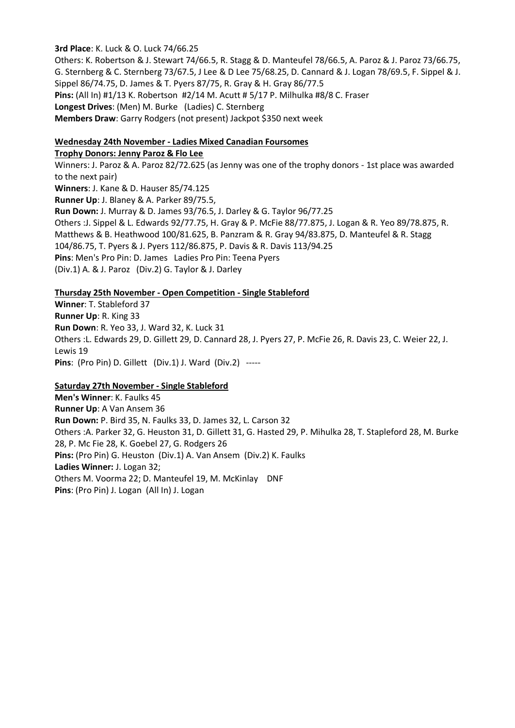**3rd Place**: K. Luck & O. Luck 74/66.25

Others: K. Robertson & J. Stewart 74/66.5, R. Stagg & D. Manteufel 78/66.5, A. Paroz & J. Paroz 73/66.75, G. Sternberg & C. Sternberg 73/67.5, J Lee & D Lee 75/68.25, D. Cannard & J. Logan 78/69.5, F. Sippel & J. Sippel 86/74.75, D. James & T. Pyers 87/75, R. Gray & H. Gray 86/77.5

**Pins:** (All In) #1/13 K. Robertson #2/14 M. Acutt # 5/17 P. Milhulka #8/8 C. Fraser

**Longest Drives**: (Men) M. Burke (Ladies) C. Sternberg

**Members Draw**: Garry Rodgers (not present) Jackpot $350 next week

**Wednesday 24th November - Ladies Mixed Canadian Foursomes**

**Trophy Donors: Jenny Paroz & Flo Lee**

Winners: J. Paroz & A. Paroz 82/72.625 (as Jenny was one of the trophy donors - 1st place was awarded to the next pair)

**Winners**: J. Kane & D. Hauser 85/74.125

**Runner Up**: J. Blaney & A. Parker 89/75.5,

**Run Down:** J. Murray & D. James 93/76.5, J. Darley & G. Taylor 96/77.25

Others :J. Sippel & L. Edwards 92/77.75, H. Gray & P. McFie 88/77.875, J. Logan & R. Yeo 89/78.875, R. Matthews & B. Heathwood 100/81.625, B. Panzram & R. Gray 94/83.875, D. Manteufel & R. Stagg 104/86.75, T. Pyers & J. Pyers 112/86.875, P. Davis & R. Davis 113/94.25

**Pins**: Men's Pro Pin: D. James Ladies Pro Pin: Teena Pyers

(Div.1) A. & J. Paroz (Div.2) G. Taylor & J. Darley

**Thursday 25th November - Open Competition - Single Stableford**

**Winner**: T. Stableford 37

**Runner Up**: R. King 33

**Run Down**: R. Yeo 33, J. Ward 32, K. Luck 31

Others :L. Edwards 29, D. Gillett 29, D. Cannard 28, J. Pyers 27, P. McFie 26, R. Davis 23, C. Weier 22, J. Lewis 19

**Pins**: (Pro Pin) D. Gillett (Div.1) J. Ward (Div.2) -----

**Saturday 27th November - Single Stableford**

**Men's Winner**: K. Faulks 45

**Runner Up**: A Van Ansem 36

**Run Down:** P. Bird 35, N. Faulks 33, D. James 32, L. Carson 32

Others :A. Parker 32, G. Heuston 31, D. Gillett 31, G. Hasted 29, P. Mihulka 28, T. Stapleford 28, M. Burke 28, P. Mc Fie 28, K. Goebel 27, G. Rodgers 26

**Pins:** (Pro Pin) G. Heuston (Div.1) A. Van Ansem (Div.2) K. Faulks

**Ladies Winner:** J. Logan 32;

Others M. Voorma 22; D. Manteufel 19, M. McKinlay DNF

**Pins**: (Pro Pin) J. Logan (All In) J. Logan